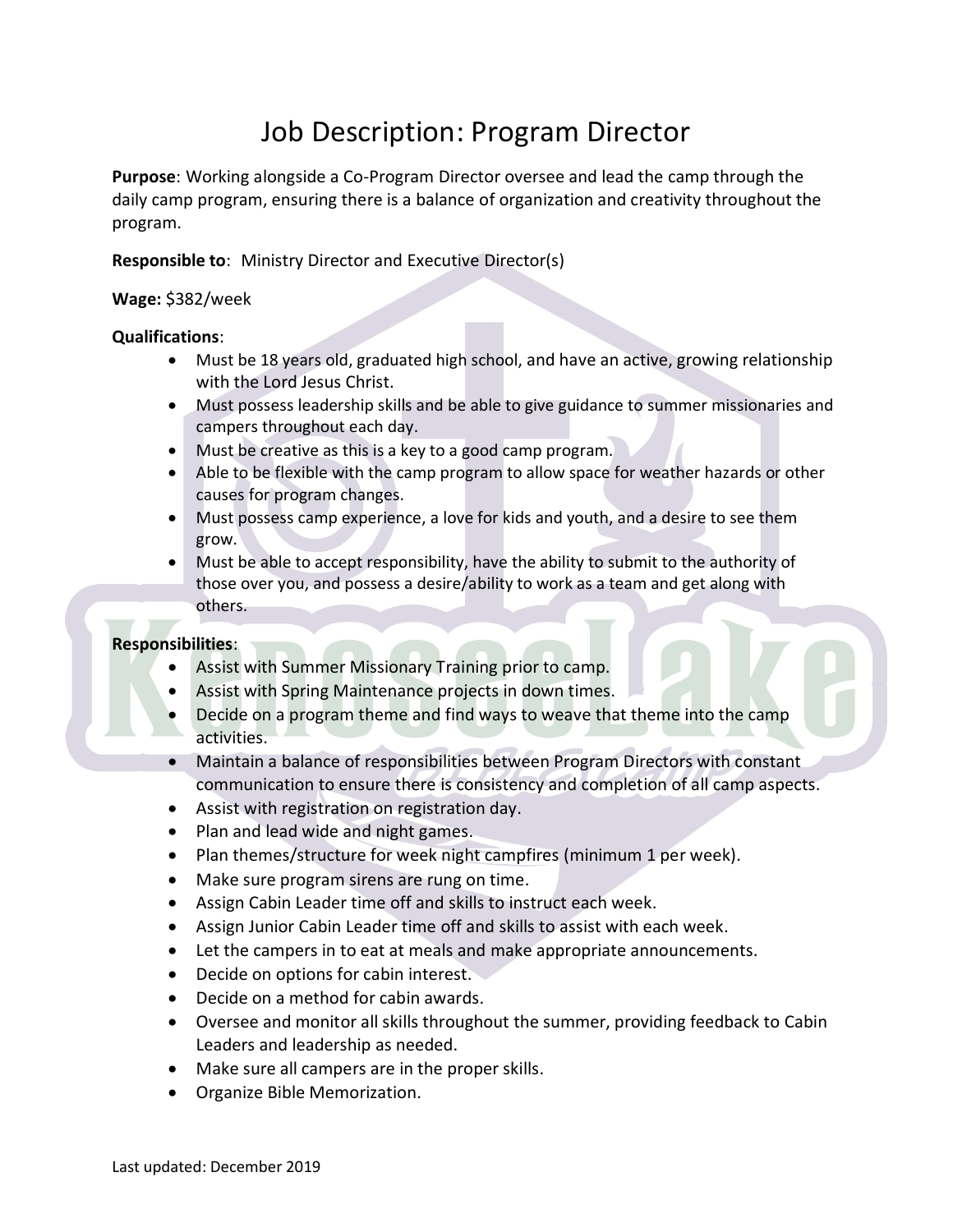# Job Description: Program Director

**Purpose**: Working alongside a Co-Program Director oversee and lead the camp through the daily camp program, ensuring there is a balance of organization and creativity throughout the program.

**Responsible to**: Ministry Director and Executive Director(s)

**Wage:** $382/week

**Qualifications**:

- Must be 18 years old, graduated high school, and have an active, growing relationship with the Lord Jesus Christ.
- Must possess leadership skills and be able to give guidance to summer missionaries and campers throughout each day.
- Must be creative as this is a key to a good camp program.
- Able to be flexible with the camp program to allow space for weather hazards or other causes for program changes.
- Must possess camp experience, a love for kids and youth, and a desire to see them grow.
- Must be able to accept responsibility, have the ability to submit to the authority of those over you, and possess a desire/ability to work as a team and get along with others.

**Responsibilities**:

- Assist with Summer Missionary Training prior to camp.
- Assist with Spring Maintenance projects in down times.
- Decide on a program theme and find ways to weave that theme into the camp activities.
- Maintain a balance of responsibilities between Program Directors with constant communication to ensure there is consistency and completion of all camp aspects.
- Assist with registration on registration day.
- Plan and lead wide and night games.
- Plan themes/structure for week night campfires (minimum 1 per week).
- Make sure program sirens are rung on time.
- Assign Cabin Leader time off and skills to instruct each week.
- Assign Junior Cabin Leader time off and skills to assist with each week.
- Let the campers in to eat at meals and make appropriate announcements.
- Decide on options for cabin interest.
- Decide on a method for cabin awards.
- Oversee and monitor all skills throughout the summer, providing feedback to Cabin Leaders and leadership as needed.
- Make sure all campers are in the proper skills.
- Organize Bible Memorization.

Last updated: December 2019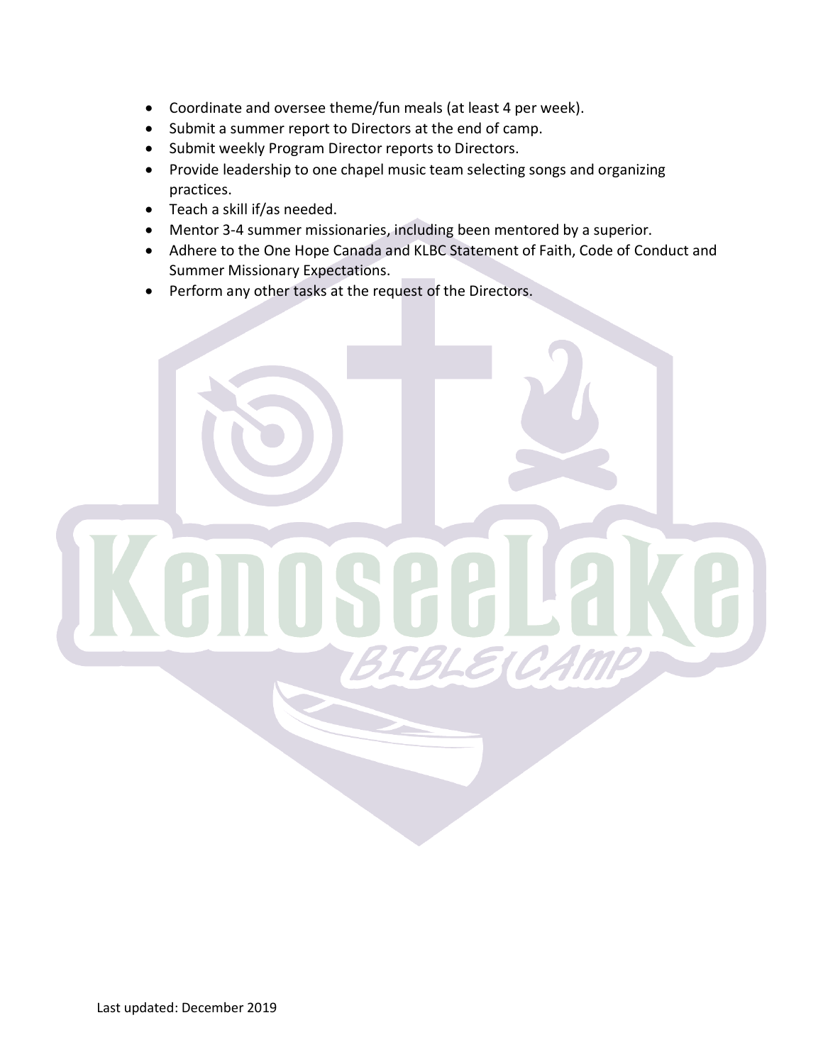- Coordinate and oversee theme/fun meals (at least 4 per week).
- Submit a summer report to Directors at the end of camp.
- Submit weekly Program Director reports to Directors.
- Provide leadership to one chapel music team selecting songs and organizing practices.
- Teach a skill if/as needed.
- Mentor 3-4 summer missionaries, including been mentored by a superior.
- Adhere to the One Hope Canada and KLBC Statement of Faith, Code of Conduct and Summer Missionary Expectations.
- Perform any other tasks at the request of the Directors.

Last updated: December 2019